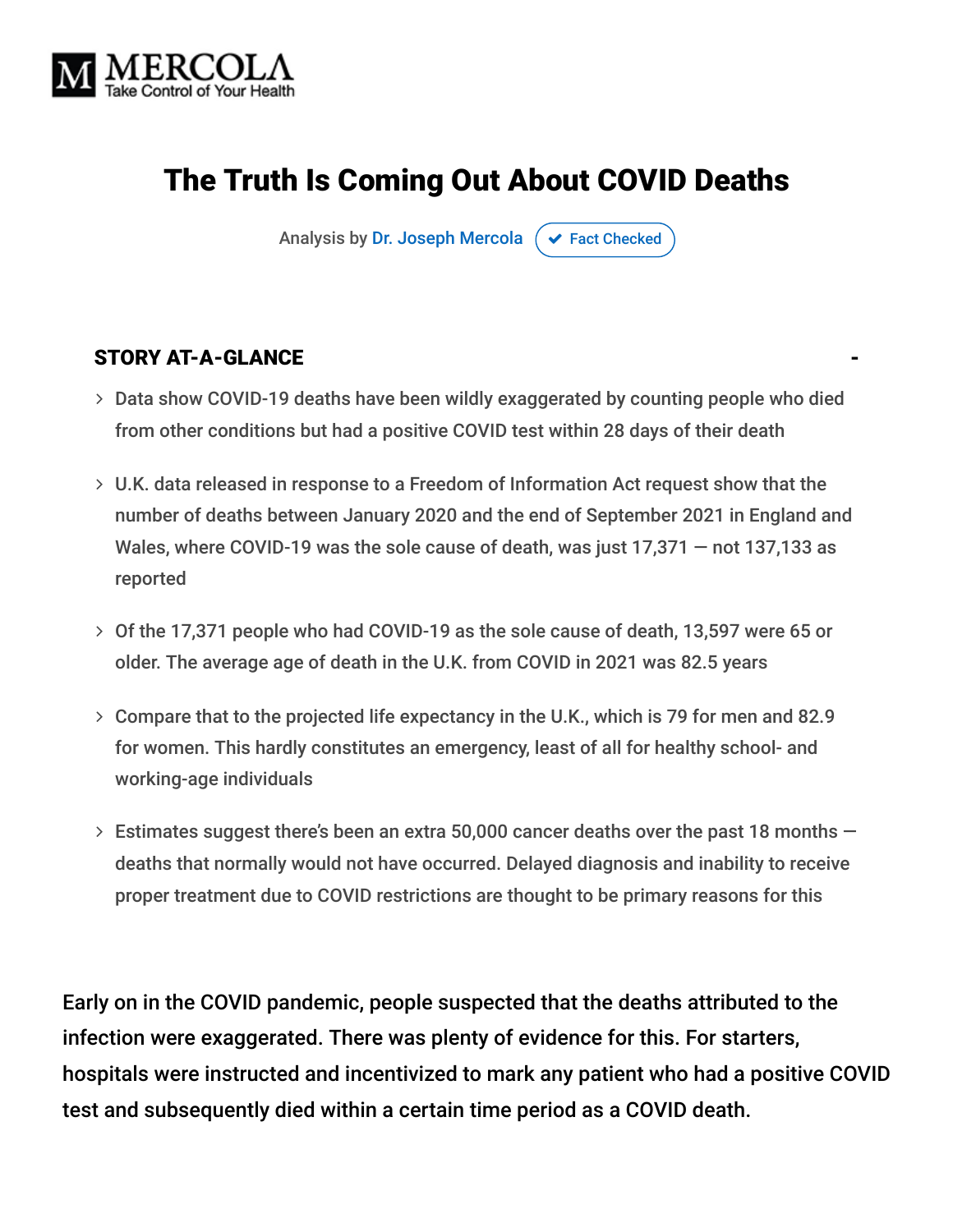MERCOLA
Take Control of Your Health

# The Truth Is Coming Out About COVID Deaths

Analysis by Dr. Joseph Mercola ✔ Fact Checked

**STORY AT-A-GLANCE**

- Data show COVID-19 deaths have been wildly exaggerated by counting people who died from other conditions but had a positive COVID test within 28 days of their death
- U.K. data released in response to a Freedom of Information Act request show that the number of deaths between January 2020 and the end of September 2021 in England and Wales, where COVID-19 was the sole cause of death, was just 17,371 — not 137,133 as reported
- Of the 17,371 people who had COVID-19 as the sole cause of death, 13,597 were 65 or older. The average age of death in the U.K. from COVID in 2021 was 82.5 years
- Compare that to the projected life expectancy in the U.K., which is 79 for men and 82.9 for women. This hardly constitutes an emergency, least of all for healthy school- and working-age individuals
- Estimates suggest there's been an extra 50,000 cancer deaths over the past 18 months — deaths that normally would not have occurred. Delayed diagnosis and inability to receive proper treatment due to COVID restrictions are thought to be primary reasons for this

Early on in the COVID pandemic, people suspected that the deaths attributed to the infection were exaggerated. There was plenty of evidence for this. For starters, hospitals were instructed and incentivized to mark any patient who had a positive COVID test and subsequently died within a certain time period as a COVID death.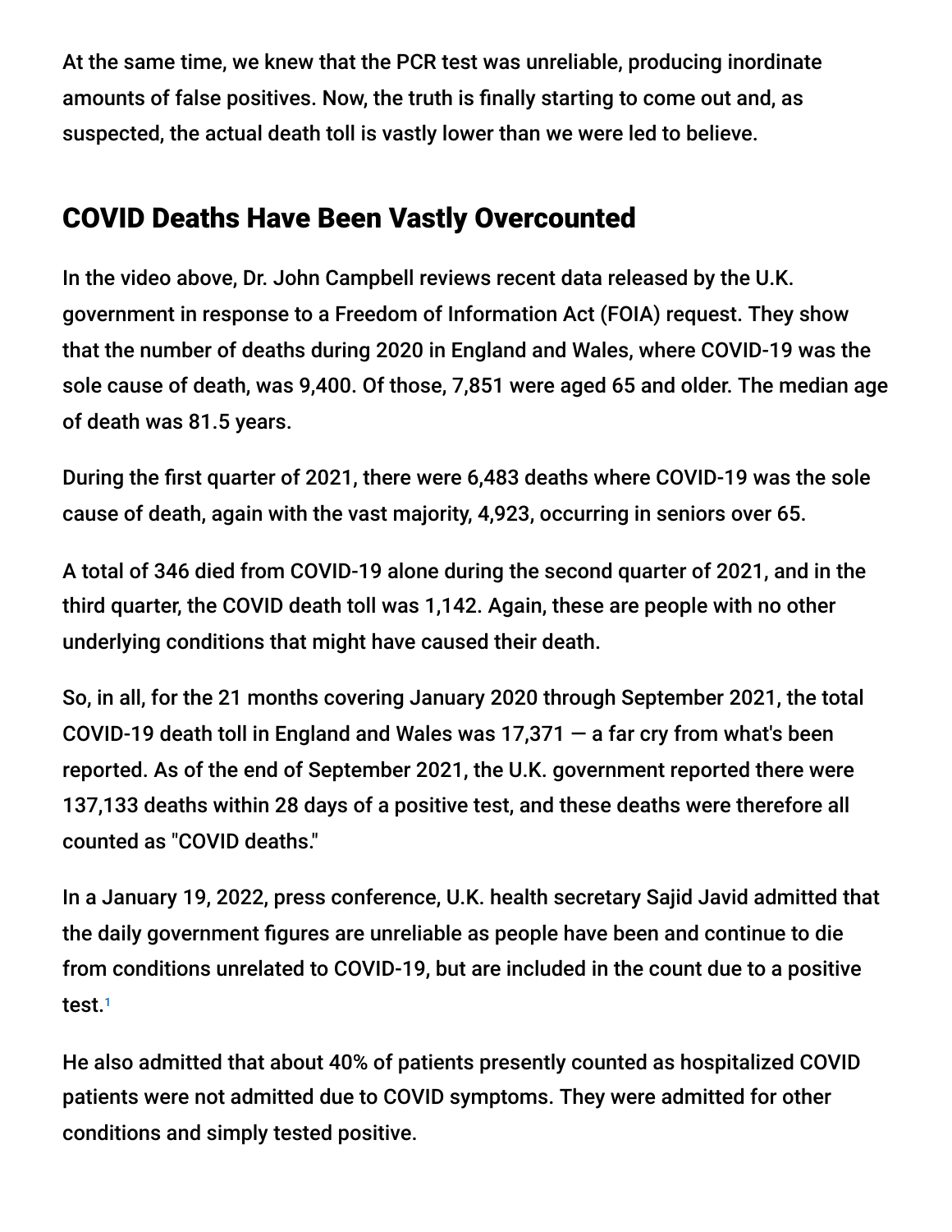At the same time, we knew that the PCR test was unreliable, producing inordinate amounts of false positives. Now, the truth is finally starting to come out and, as suspected, the actual death toll is vastly lower than we were led to believe.

## COVID Deaths Have Been Vastly Overcounted

In the video above, Dr. John Campbell reviews recent data released by the U.K. government in response to a Freedom of Information Act (FOIA) request. They show that the number of deaths during 2020 in England and Wales, where COVID-19 was the sole cause of death, was 9,400. Of those, 7,851 were aged 65 and older. The median age of death was 81.5 years.

During the first quarter of 2021, there were 6,483 deaths where COVID-19 was the sole cause of death, again with the vast majority, 4,923, occurring in seniors over 65.

A total of 346 died from COVID-19 alone during the second quarter of 2021, and in the third quarter, the COVID death toll was 1,142. Again, these are people with no other underlying conditions that might have caused their death.

So, in all, for the 21 months covering January 2020 through September 2021, the total COVID-19 death toll in England and Wales was 17,371 — a far cry from what's been reported. As of the end of September 2021, the U.K. government reported there were 137,133 deaths within 28 days of a positive test, and these deaths were therefore all counted as "COVID deaths."

In a January 19, 2022, press conference, U.K. health secretary Sajid Javid admitted that the daily government figures are unreliable as people have been and continue to die from conditions unrelated to COVID-19, but are included in the count due to a positive test.[1]

He also admitted that about 40% of patients presently counted as hospitalized COVID patients were not admitted due to COVID symptoms. They were admitted for other conditions and simply tested positive.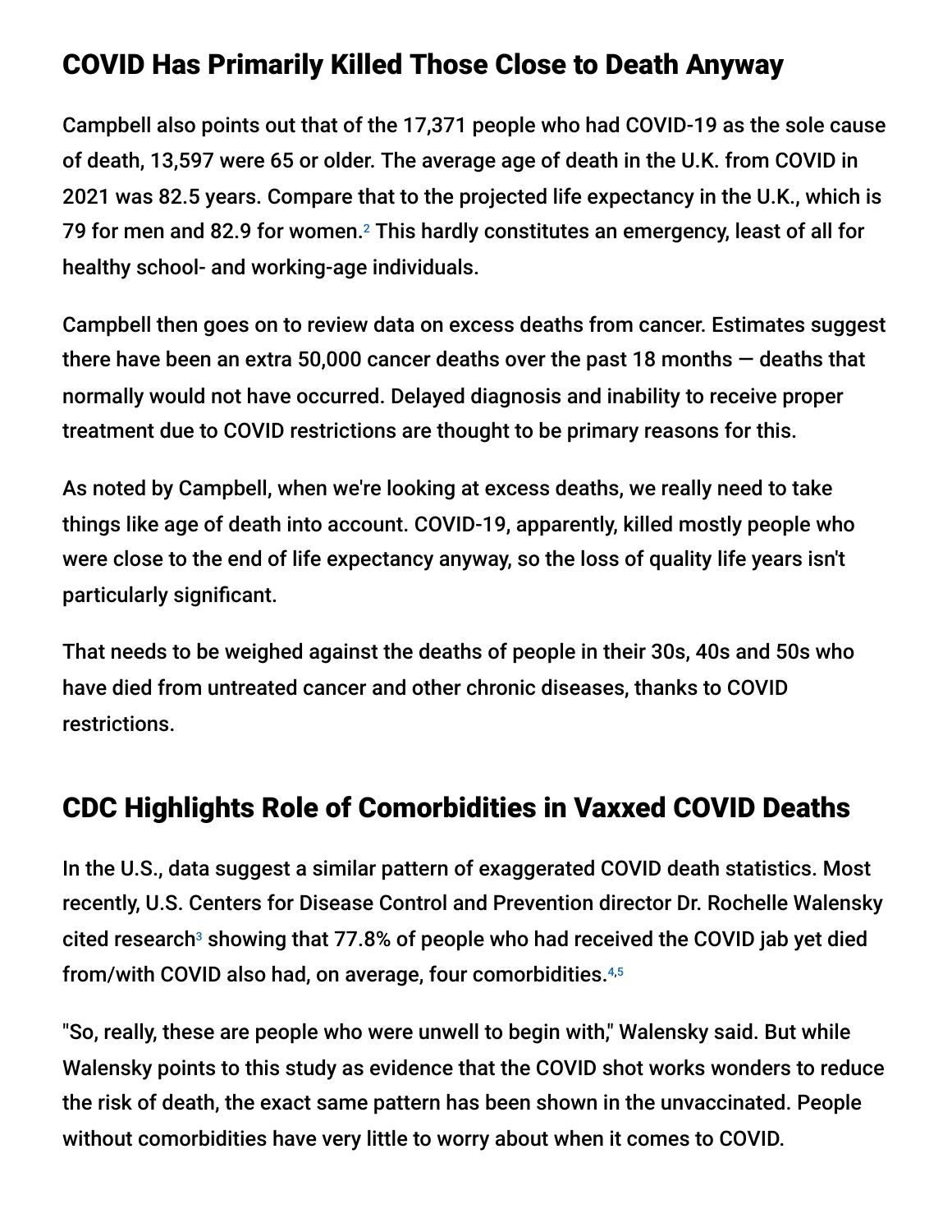## COVID Has Primarily Killed Those Close to Death Anyway

Campbell also points out that of the 17,371 people who had COVID-19 as the sole cause of death, 13,597 were 65 or older. The average age of death in the U.K. from COVID in 2021 was 82.5 years. Compare that to the projected life expectancy in the U.K., which is 79 for men and 82.9 for women.[2] This hardly constitutes an emergency, least of all for healthy school- and working-age individuals.

Campbell then goes on to review data on excess deaths from cancer. Estimates suggest there have been an extra 50,000 cancer deaths over the past 18 months — deaths that normally would not have occurred. Delayed diagnosis and inability to receive proper treatment due to COVID restrictions are thought to be primary reasons for this.

As noted by Campbell, when we're looking at excess deaths, we really need to take things like age of death into account. COVID-19, apparently, killed mostly people who were close to the end of life expectancy anyway, so the loss of quality life years isn't particularly significant.

That needs to be weighed against the deaths of people in their 30s, 40s and 50s who have died from untreated cancer and other chronic diseases, thanks to COVID restrictions.

## CDC Highlights Role of Comorbidities in Vaxxed COVID Deaths

In the U.S., data suggest a similar pattern of exaggerated COVID death statistics. Most recently, U.S. Centers for Disease Control and Prevention director Dr. Rochelle Walensky cited research[3] showing that 77.8% of people who had received the COVID jab yet died from/with COVID also had, on average, four comorbidities.[4,5]

"So, really, these are people who were unwell to begin with," Walensky said. But while Walensky points to this study as evidence that the COVID shot works wonders to reduce the risk of death, the exact same pattern has been shown in the unvaccinated. People without comorbidities have very little to worry about when it comes to COVID.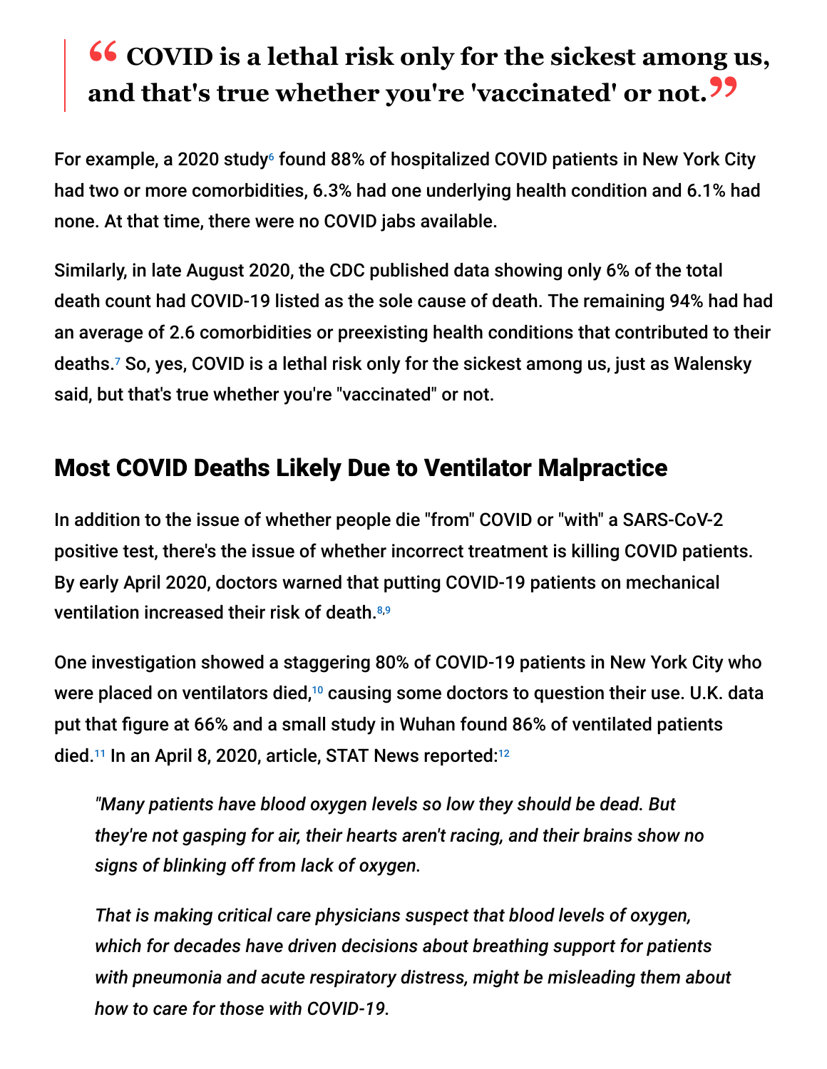> **“COVID is a lethal risk only for the sickest among us, and that's true whether you're 'vaccinated' or not.”**

For example, a 2020 study[6] found 88% of hospitalized COVID patients in New York City had two or more comorbidities, 6.3% had one underlying health condition and 6.1% had none. At that time, there were no COVID jabs available.

Similarly, in late August 2020, the CDC published data showing only 6% of the total death count had COVID-19 listed as the sole cause of death. The remaining 94% had had an average of 2.6 comorbidities or preexisting health conditions that contributed to their deaths.[7] So, yes, COVID is a lethal risk only for the sickest among us, just as Walensky said, but that's true whether you're "vaccinated" or not.

## Most COVID Deaths Likely Due to Ventilator Malpractice

In addition to the issue of whether people die "from" COVID or "with" a SARS-CoV-2 positive test, there's the issue of whether incorrect treatment is killing COVID patients. By early April 2020, doctors warned that putting COVID-19 patients on mechanical ventilation increased their risk of death.[8,9]

One investigation showed a staggering 80% of COVID-19 patients in New York City who were placed on ventilators died,[10] causing some doctors to question their use. U.K. data put that figure at 66% and a small study in Wuhan found 86% of ventilated patients died.[11] In an April 8, 2020, article, STAT News reported:[12]

> *"Many patients have blood oxygen levels so low they should be dead. But they're not gasping for air, their hearts aren't racing, and their brains show no signs of blinking off from lack of oxygen.*
>
> *That is making critical care physicians suspect that blood levels of oxygen, which for decades have driven decisions about breathing support for patients with pneumonia and acute respiratory distress, might be misleading them about how to care for those with COVID-19.*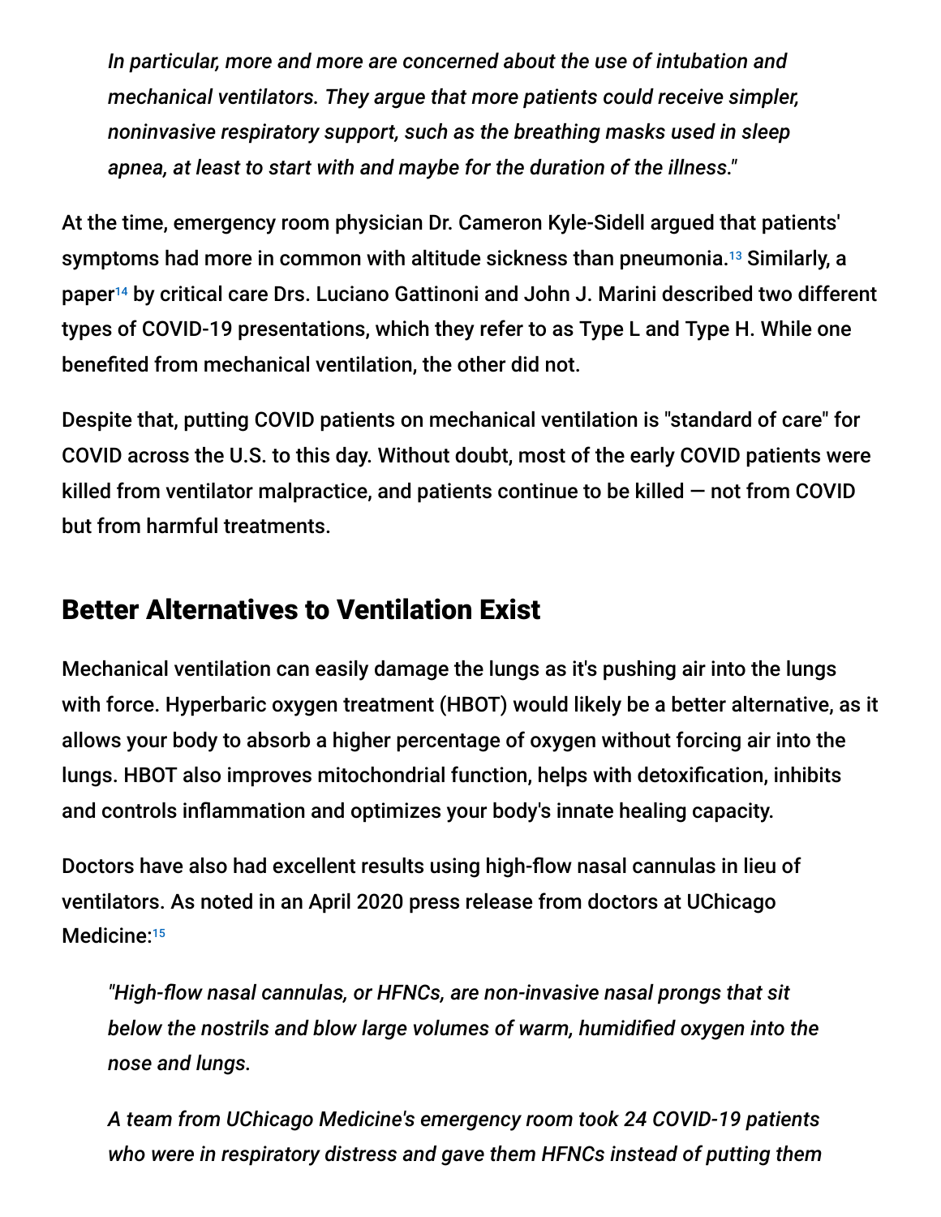> *In particular, more and more are concerned about the use of intubation and mechanical ventilators. They argue that more patients could receive simpler, noninvasive respiratory support, such as the breathing masks used in sleep apnea, at least to start with and maybe for the duration of the illness."*

At the time, emergency room physician Dr. Cameron Kyle-Sidell argued that patients' symptoms had more in common with altitude sickness than pneumonia.[13] Similarly, a paper[14] by critical care Drs. Luciano Gattinoni and John J. Marini described two different types of COVID-19 presentations, which they refer to as Type L and Type H. While one benefited from mechanical ventilation, the other did not.

Despite that, putting COVID patients on mechanical ventilation is "standard of care" for COVID across the U.S. to this day. Without doubt, most of the early COVID patients were killed from ventilator malpractice, and patients continue to be killed — not from COVID but from harmful treatments.

## Better Alternatives to Ventilation Exist

Mechanical ventilation can easily damage the lungs as it's pushing air into the lungs with force. Hyperbaric oxygen treatment (HBOT) would likely be a better alternative, as it allows your body to absorb a higher percentage of oxygen without forcing air into the lungs. HBOT also improves mitochondrial function, helps with detoxification, inhibits and controls inflammation and optimizes your body's innate healing capacity.

Doctors have also had excellent results using high-flow nasal cannulas in lieu of ventilators. As noted in an April 2020 press release from doctors at UChicago Medicine:[15]

> *"High-flow nasal cannulas, or HFNCs, are non-invasive nasal prongs that sit below the nostrils and blow large volumes of warm, humidified oxygen into the nose and lungs.*
>
> *A team from UChicago Medicine's emergency room took 24 COVID-19 patients who were in respiratory distress and gave them HFNCs instead of putting them*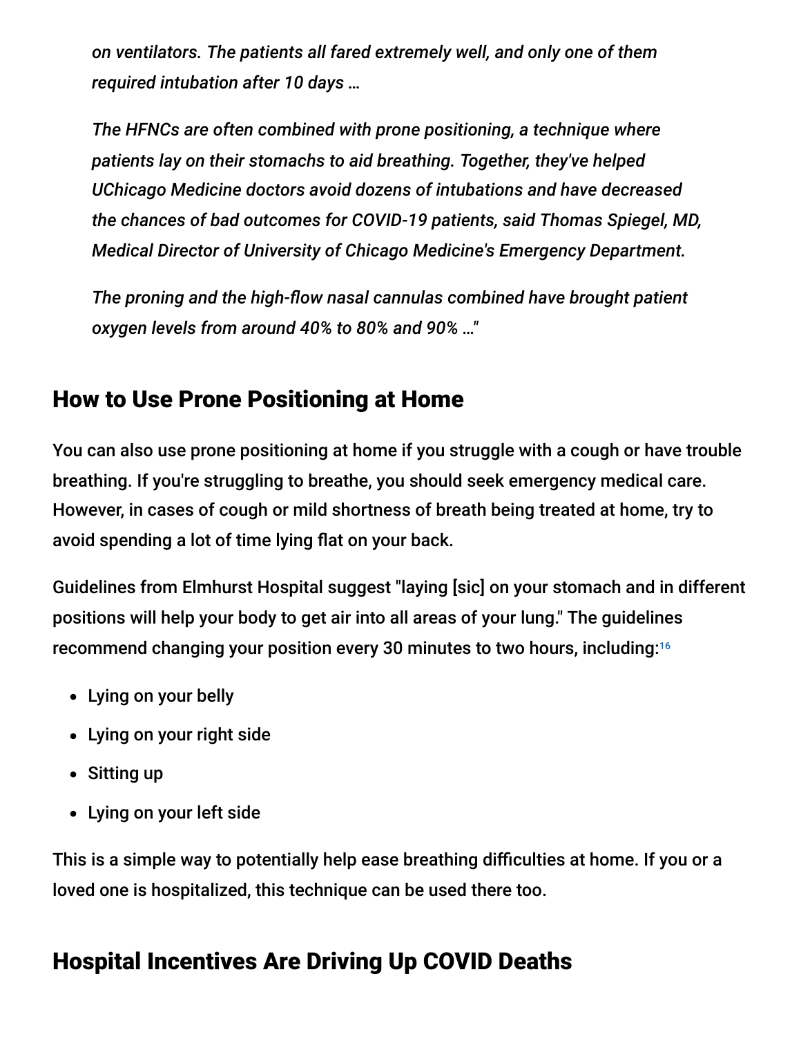> *on ventilators. The patients all fared extremely well, and only one of them required intubation after 10 days …*
>
> *The HFNCs are often combined with prone positioning, a technique where patients lay on their stomachs to aid breathing. Together, they've helped UChicago Medicine doctors avoid dozens of intubations and have decreased the chances of bad outcomes for COVID-19 patients, said Thomas Spiegel, MD, Medical Director of University of Chicago Medicine's Emergency Department.*
>
> *The proning and the high-flow nasal cannulas combined have brought patient oxygen levels from around 40% to 80% and 90% …"*

## How to Use Prone Positioning at Home

You can also use prone positioning at home if you struggle with a cough or have trouble breathing. If you're struggling to breathe, you should seek emergency medical care. However, in cases of cough or mild shortness of breath being treated at home, try to avoid spending a lot of time lying flat on your back.

Guidelines from Elmhurst Hospital suggest "laying [sic] on your stomach and in different positions will help your body to get air into all areas of your lung." The guidelines recommend changing your position every 30 minutes to two hours, including:[16]

- Lying on your belly
- Lying on your right side
- Sitting up
- Lying on your left side

This is a simple way to potentially help ease breathing difficulties at home. If you or a loved one is hospitalized, this technique can be used there too.

## Hospital Incentives Are Driving Up COVID Deaths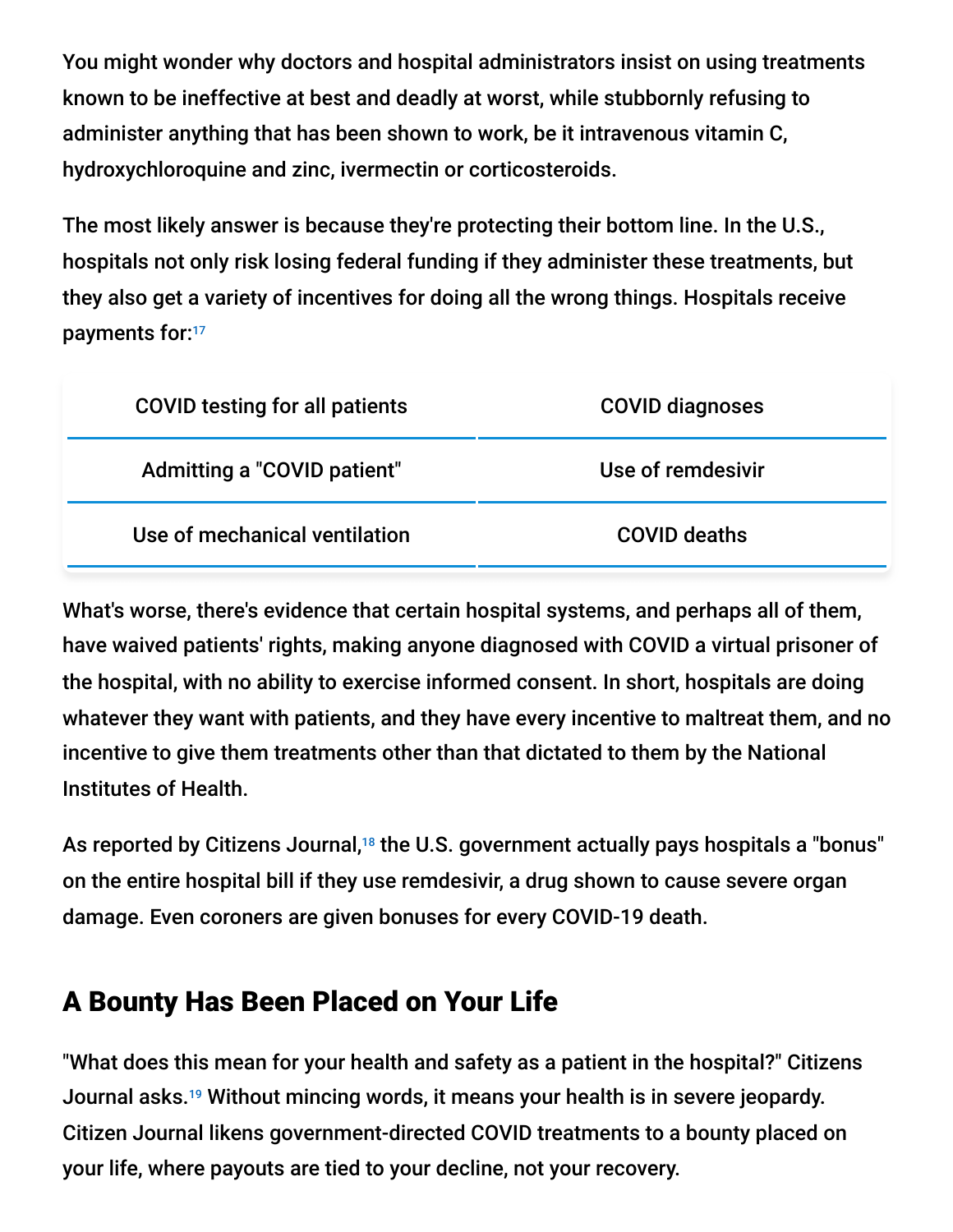You might wonder why doctors and hospital administrators insist on using treatments known to be ineffective at best and deadly at worst, while stubbornly refusing to administer anything that has been shown to work, be it intravenous vitamin C, hydroxychloroquine and zinc, ivermectin or corticosteroids.

The most likely answer is because they're protecting their bottom line. In the U.S., hospitals not only risk losing federal funding if they administer these treatments, but they also get a variety of incentives for doing all the wrong things. Hospitals receive payments for:[17]

| | |
|---|---|
| COVID testing for all patients | COVID diagnoses |
| Admitting a "COVID patient" | Use of remdesivir |
| Use of mechanical ventilation | COVID deaths |

What's worse, there's evidence that certain hospital systems, and perhaps all of them, have waived patients' rights, making anyone diagnosed with COVID a virtual prisoner of the hospital, with no ability to exercise informed consent. In short, hospitals are doing whatever they want with patients, and they have every incentive to maltreat them, and no incentive to give them treatments other than that dictated to them by the National Institutes of Health.

As reported by Citizens Journal,[18] the U.S. government actually pays hospitals a "bonus" on the entire hospital bill if they use remdesivir, a drug shown to cause severe organ damage. Even coroners are given bonuses for every COVID-19 death.

## A Bounty Has Been Placed on Your Life

"What does this mean for your health and safety as a patient in the hospital?" Citizens Journal asks.[19] Without mincing words, it means your health is in severe jeopardy. Citizen Journal likens government-directed COVID treatments to a bounty placed on your life, where payouts are tied to your decline, not your recovery.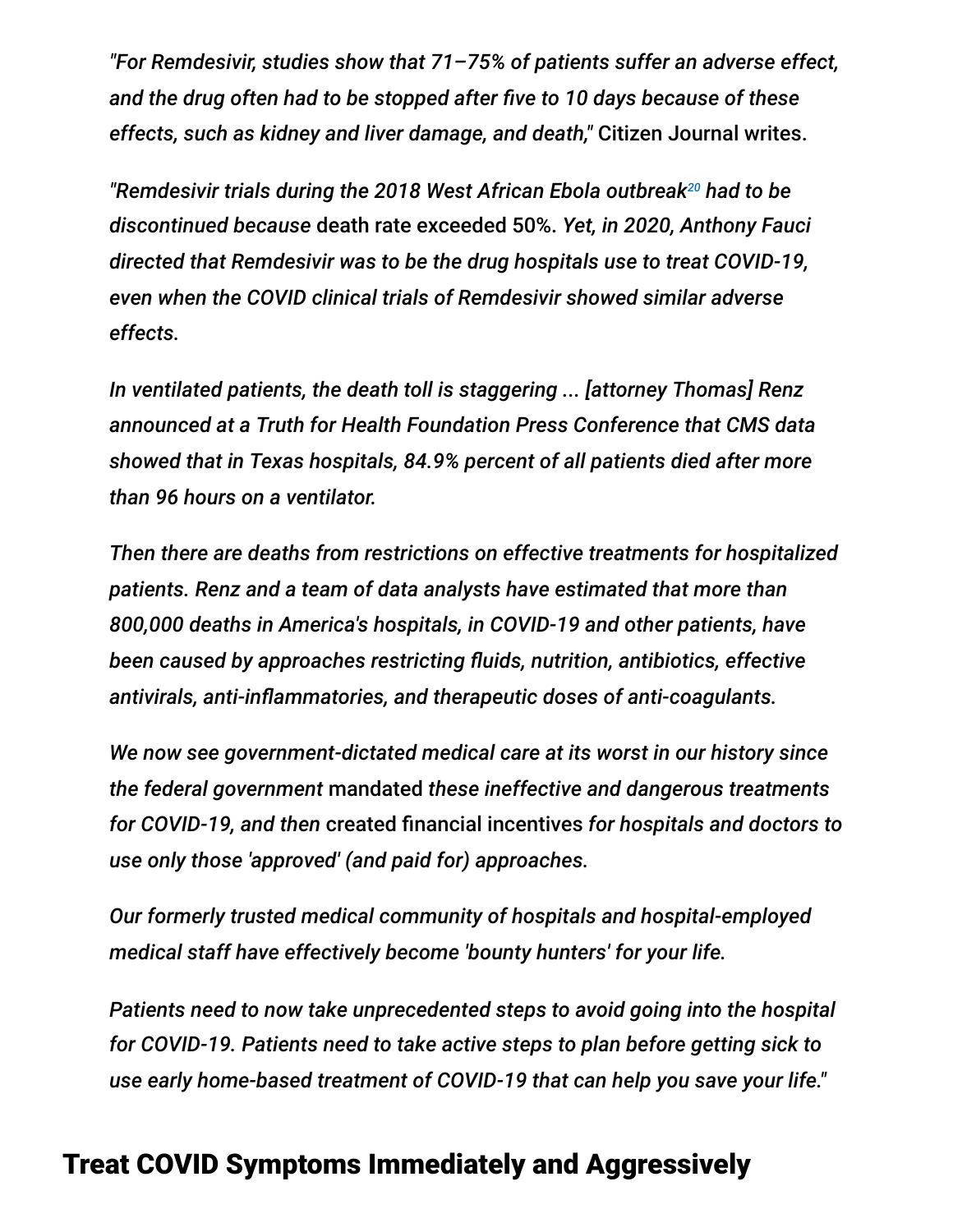*"For Remdesivir, studies show that 71–75% of patients suffer an adverse effect, and the drug often had to be stopped after five to 10 days because of these effects, such as kidney and liver damage, and death,"* Citizen Journal writes.

*"Remdesivir trials during the 2018 West African Ebola outbreak*[20] *had to be discontinued because* death rate exceeded 50%. *Yet, in 2020, Anthony Fauci directed that Remdesivir was to be the drug hospitals use to treat COVID-19, even when the COVID clinical trials of Remdesivir showed similar adverse effects.*

*In ventilated patients, the death toll is staggering ... [attorney Thomas] Renz announced at a Truth for Health Foundation Press Conference that CMS data showed that in Texas hospitals, 84.9% percent of all patients died after more than 96 hours on a ventilator.*

*Then there are deaths from restrictions on effective treatments for hospitalized patients. Renz and a team of data analysts have estimated that more than 800,000 deaths in America's hospitals, in COVID-19 and other patients, have been caused by approaches restricting fluids, nutrition, antibiotics, effective antivirals, anti-inflammatories, and therapeutic doses of anti-coagulants.*

*We now see government-dictated medical care at its worst in our history since the federal government* mandated *these ineffective and dangerous treatments for COVID-19, and then* created financial incentives *for hospitals and doctors to use only those 'approved' (and paid for) approaches.*

*Our formerly trusted medical community of hospitals and hospital-employed medical staff have effectively become 'bounty hunters' for your life.*

*Patients need to now take unprecedented steps to avoid going into the hospital for COVID-19. Patients need to take active steps to plan before getting sick to use early home-based treatment of COVID-19 that can help you save your life."*

## Treat COVID Symptoms Immediately and Aggressively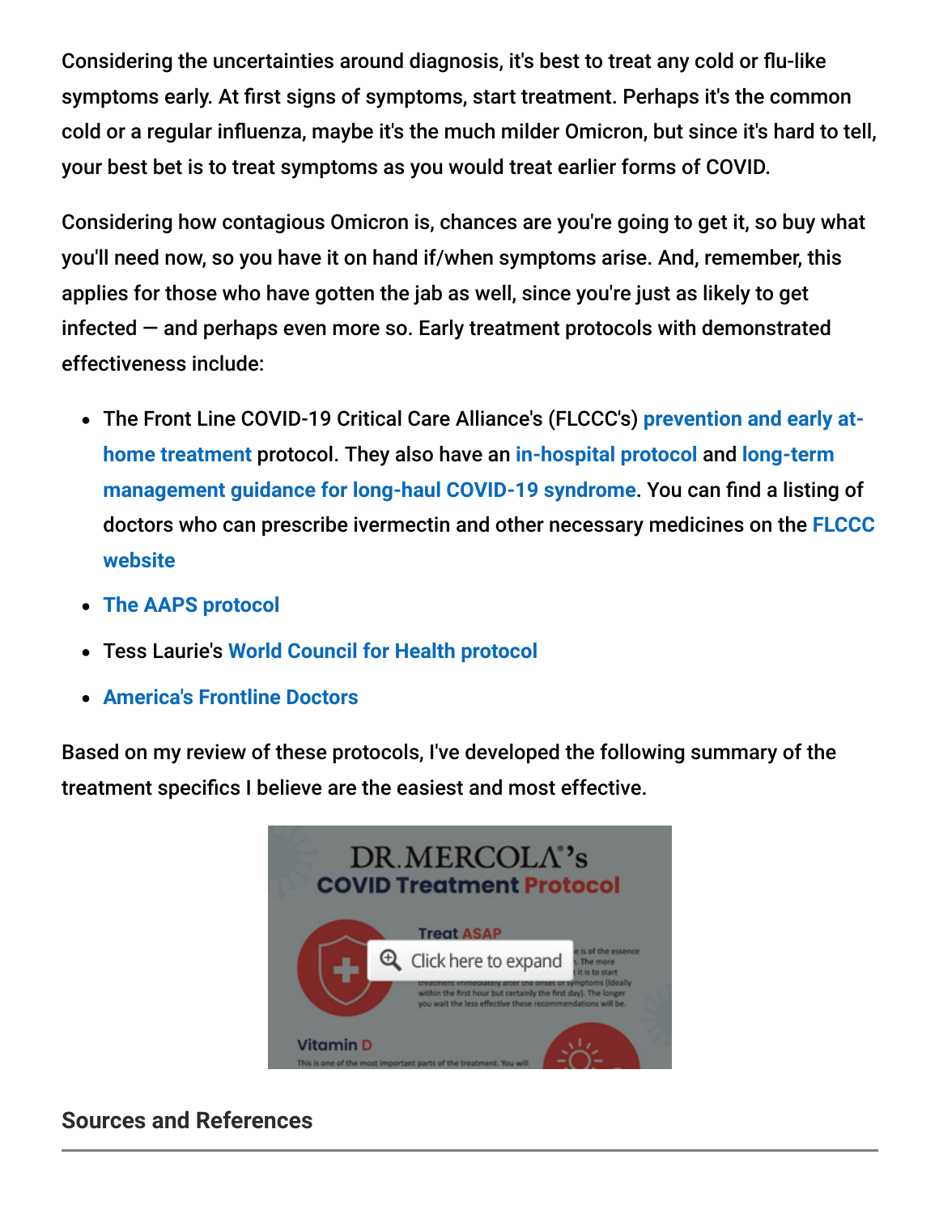Considering the uncertainties around diagnosis, it's best to treat any cold or flu-like symptoms early. At first signs of symptoms, start treatment. Perhaps it's the common cold or a regular influenza, maybe it's the much milder Omicron, but since it's hard to tell, your best bet is to treat symptoms as you would treat earlier forms of COVID.

Considering how contagious Omicron is, chances are you're going to get it, so buy what you'll need now, so you have it on hand if/when symptoms arise. And, remember, this applies for those who have gotten the jab as well, since you're just as likely to get infected — and perhaps even more so. Early treatment protocols with demonstrated effectiveness include:

- The Front Line COVID-19 Critical Care Alliance's (FLCCC's) **prevention and early at-home treatment** protocol. They also have an **in-hospital protocol** and **long-term management guidance for long-haul COVID-19 syndrome**. You can find a listing of doctors who can prescribe ivermectin and other necessary medicines on the **FLCCC website**
- **The AAPS protocol**
- Tess Laurie's **World Council for Health protocol**
- **America's Frontline Doctors**

Based on my review of these protocols, I've developed the following summary of the treatment specifics I believe are the easiest and most effective.

## Sources and References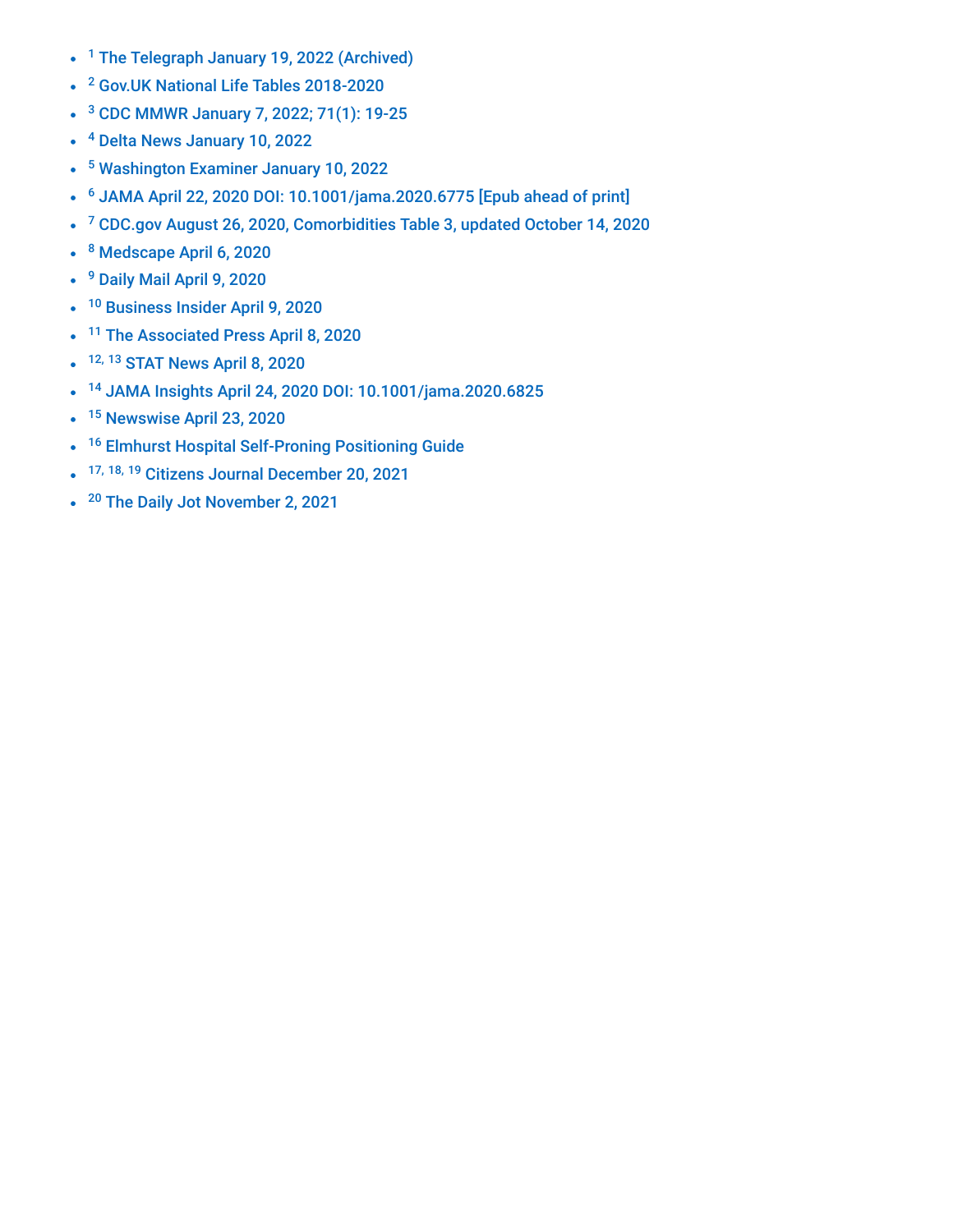- [1] The Telegraph January 19, 2022 (Archived)
- [2] Gov.UK National Life Tables 2018-2020
- [3] CDC MMWR January 7, 2022; 71(1): 19-25
- [4] Delta News January 10, 2022
- [5] Washington Examiner January 10, 2022
- [6] JAMA April 22, 2020 DOI: 10.1001/jama.2020.6775 [Epub ahead of print]
- [7] CDC.gov August 26, 2020, Comorbidities Table 3, updated October 14, 2020
- [8] Medscape April 6, 2020
- [9] Daily Mail April 9, 2020
- [10] Business Insider April 9, 2020
- [11] The Associated Press April 8, 2020
- [12, 13] STAT News April 8, 2020
- [14] JAMA Insights April 24, 2020 DOI: 10.1001/jama.2020.6825
- [15] Newswise April 23, 2020
- [16] Elmhurst Hospital Self-Proning Positioning Guide
- [17, 18, 19] Citizens Journal December 20, 2021
- [20] The Daily Jot November 2, 2021